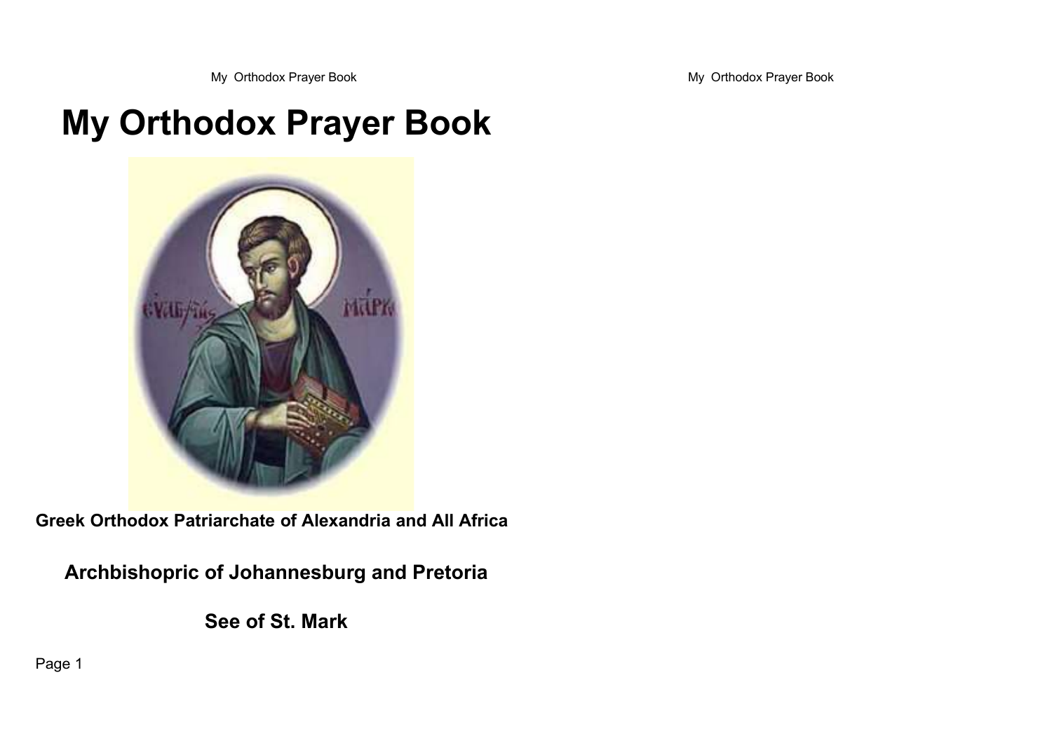# My Orthodox Prayer Book

**Greek Orthodox Patriarchate of Alexandria and All Africa**

## Archbishopric of Johannesburg and Pretoria

## See of St. Mark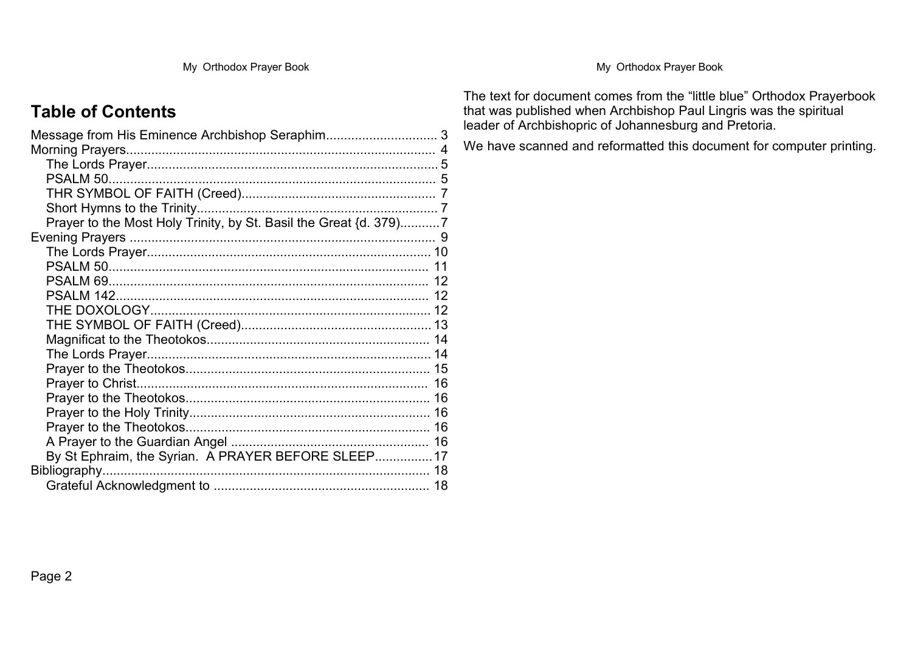# Table of Contents

- Message from His Eminence Archbishop Seraphim .......... 3
- Morning Prayers .......... 4
  - The Lords Prayer .......... 5
  - PSALM 50 .......... 5
  - THR SYMBOL OF FAITH (Creed) .......... 7
  - Short Hymns to the Trinity .......... 7
  - Prayer to the Most Holy Trinity, by St. Basil the Great {d. 379) .......... 7
- Evening Prayers .......... 9
  - The Lords Prayer .......... 10
  - PSALM 50 .......... 11
  - PSALM 69 .......... 12
  - PSALM 142 .......... 12
  - THE DOXOLOGY .......... 12
  - THE SYMBOL OF FAITH (Creed) .......... 13
  - Magnificat to the Theotokos .......... 14
  - The Lords Prayer .......... 14
  - Prayer to the Theotokos .......... 15
  - Prayer to Christ .......... 16
  - Prayer to the Theotokos .......... 16
  - Prayer to the Holy Trinity .......... 16
  - Prayer to the Theotokos .......... 16
  - A Prayer to the Guardian Angel .......... 16
  - By St Ephraim, the Syrian. A PRAYER BEFORE SLEEP .......... 17
- Bibliography .......... 18
  - Grateful Acknowledgment to .......... 18

The text for document comes from the “little blue” Orthodox Prayerbook that was published when Archbishop Paul Lingris was the spiritual leader of Archbishopric of Johannesburg and Pretoria.

We have scanned and reformatted this document for computer printing.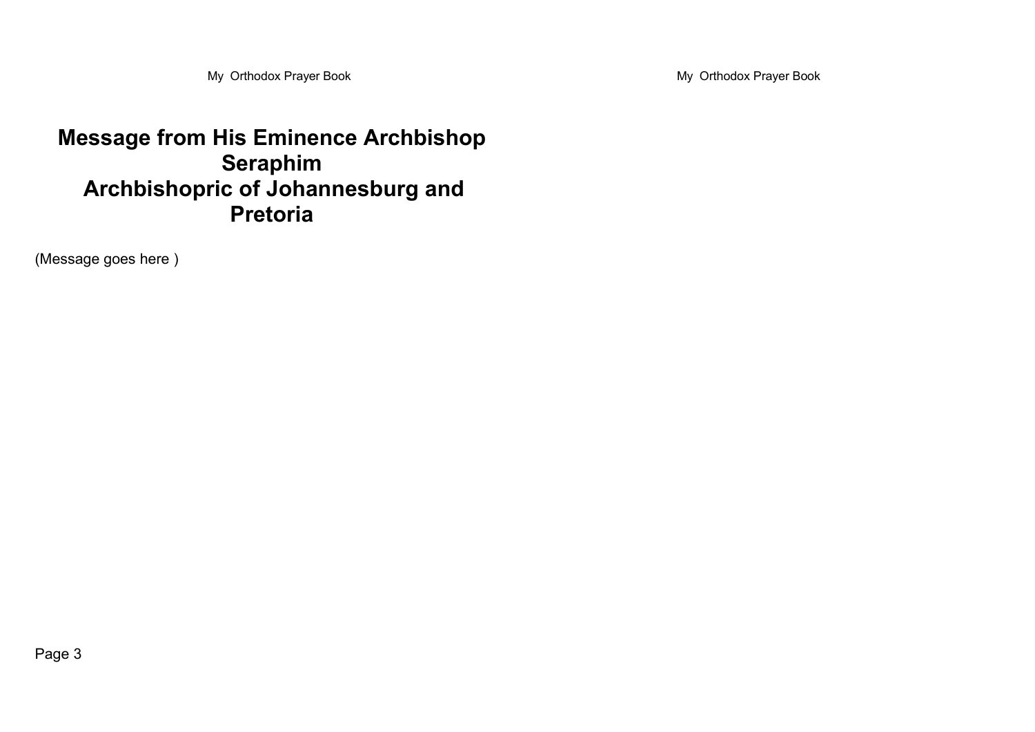# Message from His Eminence Archbishop Seraphim Archbishopric of Johannesburg and Pretoria

(Message goes here )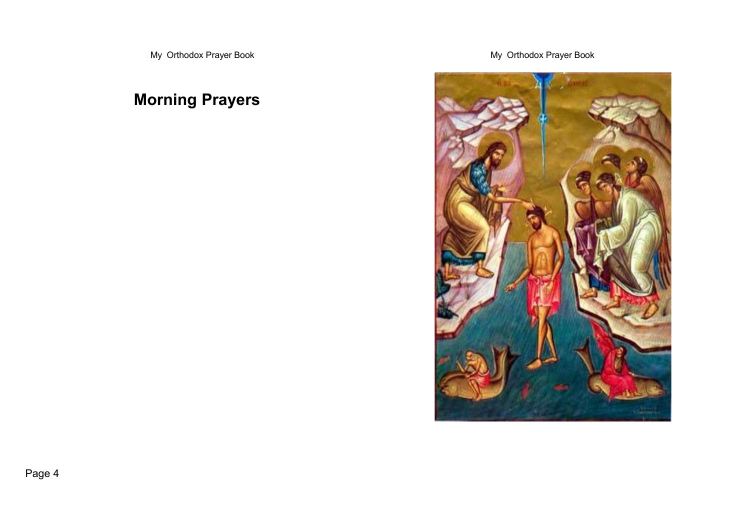# Morning Prayers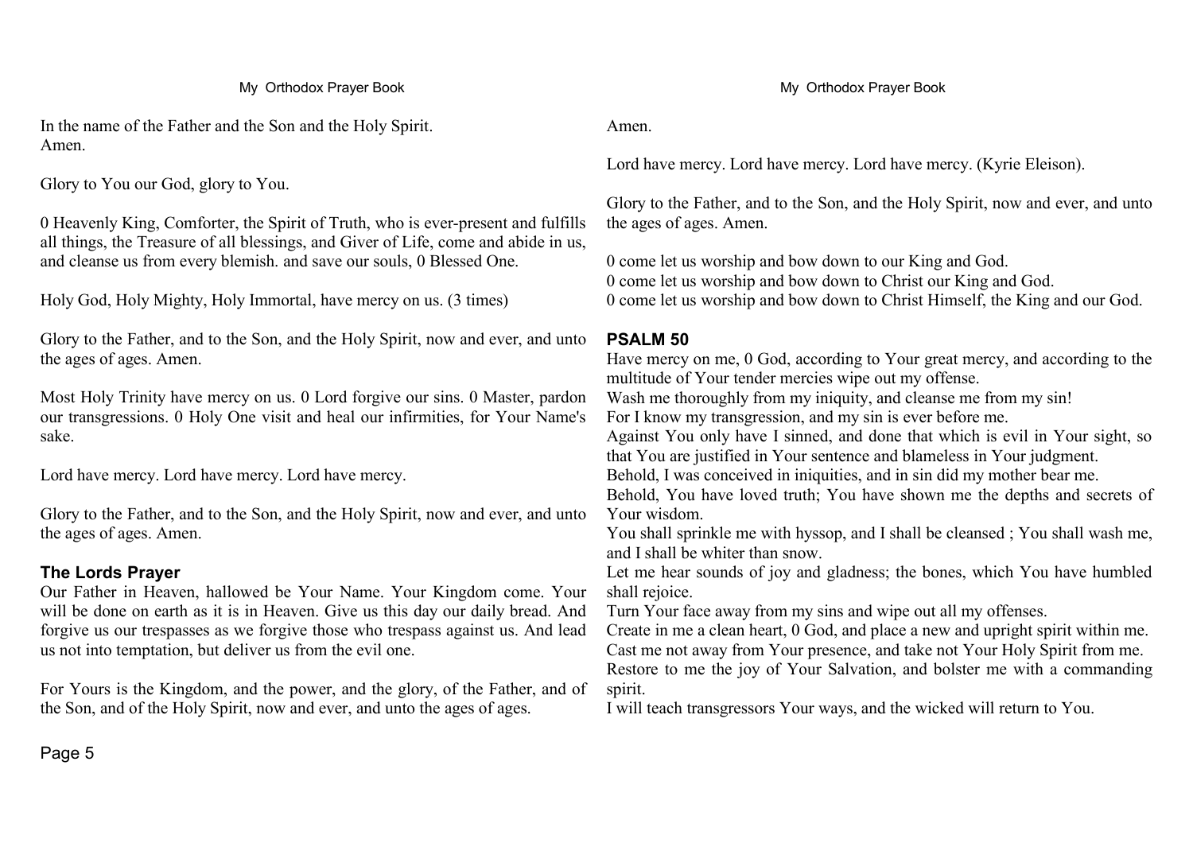In the name of the Father and the Son and the Holy Spirit.
Amen.

Glory to You our God, glory to You.

0 Heavenly King, Comforter, the Spirit of Truth, who is ever-present and fulfills all things, the Treasure of all blessings, and Giver of Life, come and abide in us, and cleanse us from every blemish. and save our souls, 0 Blessed One.

Holy God, Holy Mighty, Holy Immortal, have mercy on us. (3 times)

Glory to the Father, and to the Son, and the Holy Spirit, now and ever, and unto the ages of ages. Amen.

Most Holy Trinity have mercy on us. 0 Lord forgive our sins. 0 Master, pardon our transgressions. 0 Holy One visit and heal our infirmities, for Your Name's sake.

Lord have mercy. Lord have mercy. Lord have mercy.

Glory to the Father, and to the Son, and the Holy Spirit, now and ever, and unto the ages of ages. Amen.

### The Lords Prayer

Our Father in Heaven, hallowed be Your Name. Your Kingdom come. Your will be done on earth as it is in Heaven. Give us this day our daily bread. And forgive us our trespasses as we forgive those who trespass against us. And lead us not into temptation, but deliver us from the evil one.

For Yours is the Kingdom, and the power, and the glory, of the Father, and of the Son, and of the Holy Spirit, now and ever, and unto the ages of ages.

Amen.

Lord have mercy. Lord have mercy. Lord have mercy. (Kyrie Eleison).

Glory to the Father, and to the Son, and the Holy Spirit, now and ever, and unto the ages of ages. Amen.

0 come let us worship and bow down to our King and God.
0 come let us worship and bow down to Christ our King and God.
0 come let us worship and bow down to Christ Himself, the King and our God.

### PSALM 50

Have mercy on me, 0 God, according to Your great mercy, and according to the multitude of Your tender mercies wipe out my offense.
Wash me thoroughly from my iniquity, and cleanse me from my sin!
For I know my transgression, and my sin is ever before me.
Against You only have I sinned, and done that which is evil in Your sight, so that You are justified in Your sentence and blameless in Your judgment.
Behold, I was conceived in iniquities, and in sin did my mother bear me.
Behold, You have loved truth; You have shown me the depths and secrets of Your wisdom.
You shall sprinkle me with hyssop, and I shall be cleansed ; You shall wash me, and I shall be whiter than snow.
Let me hear sounds of joy and gladness; the bones, which You have humbled shall rejoice.
Turn Your face away from my sins and wipe out all my offenses.
Create in me a clean heart, 0 God, and place a new and upright spirit within me.
Cast me not away from Your presence, and take not Your Holy Spirit from me.
Restore to me the joy of Your Salvation, and bolster me with a commanding spirit.
I will teach transgressors Your ways, and the wicked will return to You.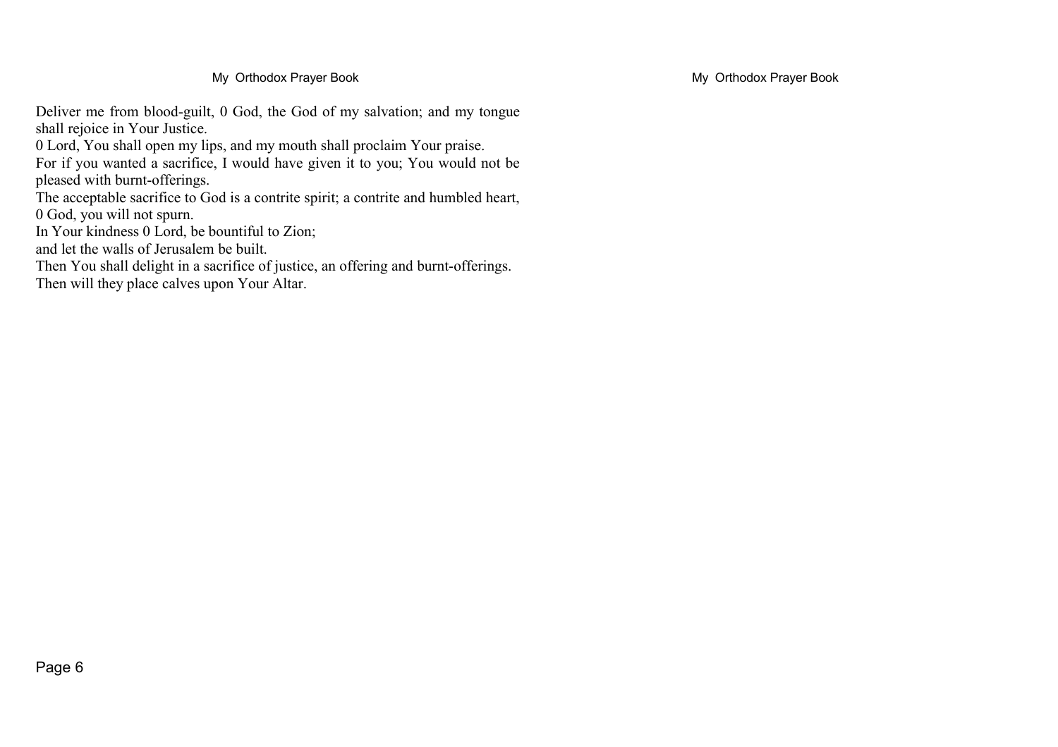Deliver me from blood-guilt, 0 God, the God of my salvation; and my tongue shall rejoice in Your Justice.
0 Lord, You shall open my lips, and my mouth shall proclaim Your praise.
For if you wanted a sacrifice, I would have given it to you; You would not be pleased with burnt-offerings.
The acceptable sacrifice to God is a contrite spirit; a contrite and humbled heart, 0 God, you will not spurn.
In Your kindness 0 Lord, be bountiful to Zion;
and let the walls of Jerusalem be built.
Then You shall delight in a sacrifice of justice, an offering and burnt-offerings.
Then will they place calves upon Your Altar.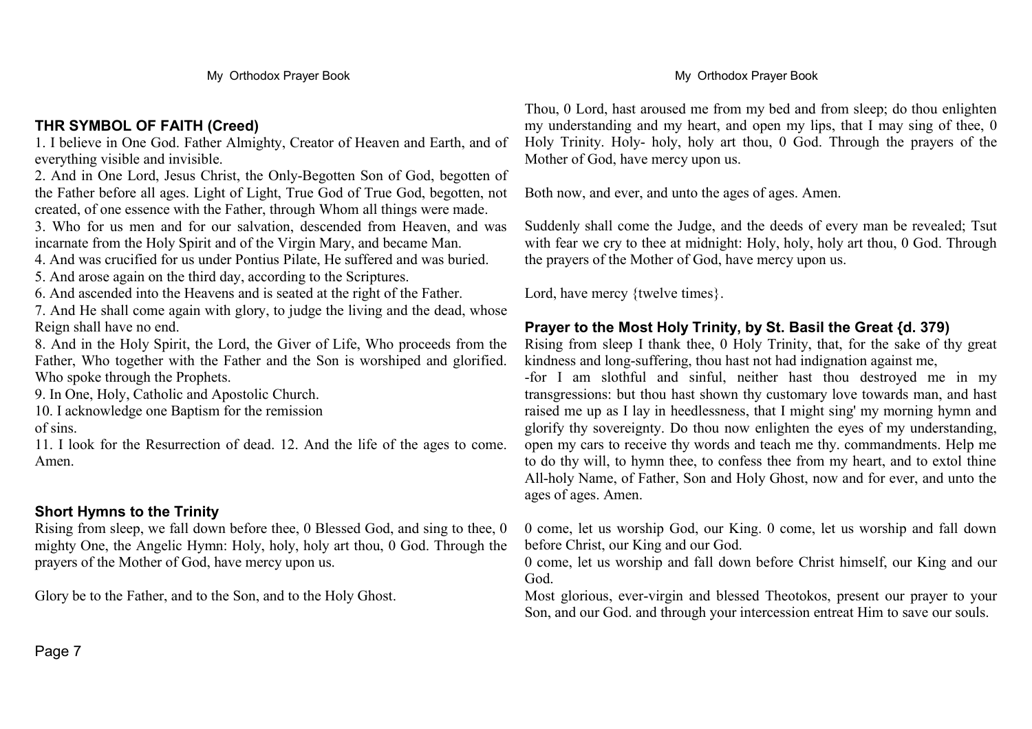## THR SYMBOL OF FAITH (Creed)

1. I believe in One God. Father Almighty, Creator of Heaven and Earth, and of everything visible and invisible.
2. And in One Lord, Jesus Christ, the Only-Begotten Son of God, begotten of the Father before all ages. Light of Light, True God of True God, begotten, not created, of one essence with the Father, through Whom all things were made.
3. Who for us men and for our salvation, descended from Heaven, and was incarnate from the Holy Spirit and of the Virgin Mary, and became Man.
4. And was crucified for us under Pontius Pilate, He suffered and was buried.
5. And arose again on the third day, according to the Scriptures.
6. And ascended into the Heavens and is seated at the right of the Father.
7. And He shall come again with glory, to judge the living and the dead, whose Reign shall have no end.
8. And in the Holy Spirit, the Lord, the Giver of Life, Who proceeds from the Father, Who together with the Father and the Son is worshiped and glorified. Who spoke through the Prophets.
9. In One, Holy, Catholic and Apostolic Church.
10. I acknowledge one Baptism for the remission of sins.
11. I look for the Resurrection of dead. 12. And the life of the ages to come. Amen.

## Short Hymns to the Trinity

Rising from sleep, we fall down before thee, 0 Blessed God, and sing to thee, 0 mighty One, the Angelic Hymn: Holy, holy, holy art thou, 0 God. Through the prayers of the Mother of God, have mercy upon us.

Glory be to the Father, and to the Son, and to the Holy Ghost.

Thou, 0 Lord, hast aroused me from my bed and from sleep; do thou enlighten my understanding and my heart, and open my lips, that I may sing of thee, 0 Holy Trinity. Holy- holy, holy art thou, 0 God. Through the prayers of the Mother of God, have mercy upon us.

Both now, and ever, and unto the ages of ages. Amen.

Suddenly shall come the Judge, and the deeds of every man be revealed; Tsut with fear we cry to thee at midnight: Holy, holy, holy art thou, 0 God. Through the prayers of the Mother of God, have mercy upon us.

Lord, have mercy {twelve times}.

## Prayer to the Most Holy Trinity, by St. Basil the Great {d. 379)

Rising from sleep I thank thee, 0 Holy Trinity, that, for the sake of thy great kindness and long-suffering, thou hast not had indignation against me,
-for I am slothful and sinful, neither hast thou destroyed me in my transgressions: but thou hast shown thy customary love towards man, and hast raised me up as I lay in heedlessness, that I might sing' my morning hymn and glorify thy sovereignty. Do thou now enlighten the eyes of my understanding, open my cars to receive thy words and teach me thy. commandments. Help me to do thy will, to hymn thee, to confess thee from my heart, and to extol thine All-holy Name, of Father, Son and Holy Ghost, now and for ever, and unto the ages of ages. Amen.

0 come, let us worship God, our King. 0 come, let us worship and fall down before Christ, our King and our God.
0 come, let us worship and fall down before Christ himself, our King and our God.
Most glorious, ever-virgin and blessed Theotokos, present our prayer to your Son, and our God. and through your intercession entreat Him to save our souls.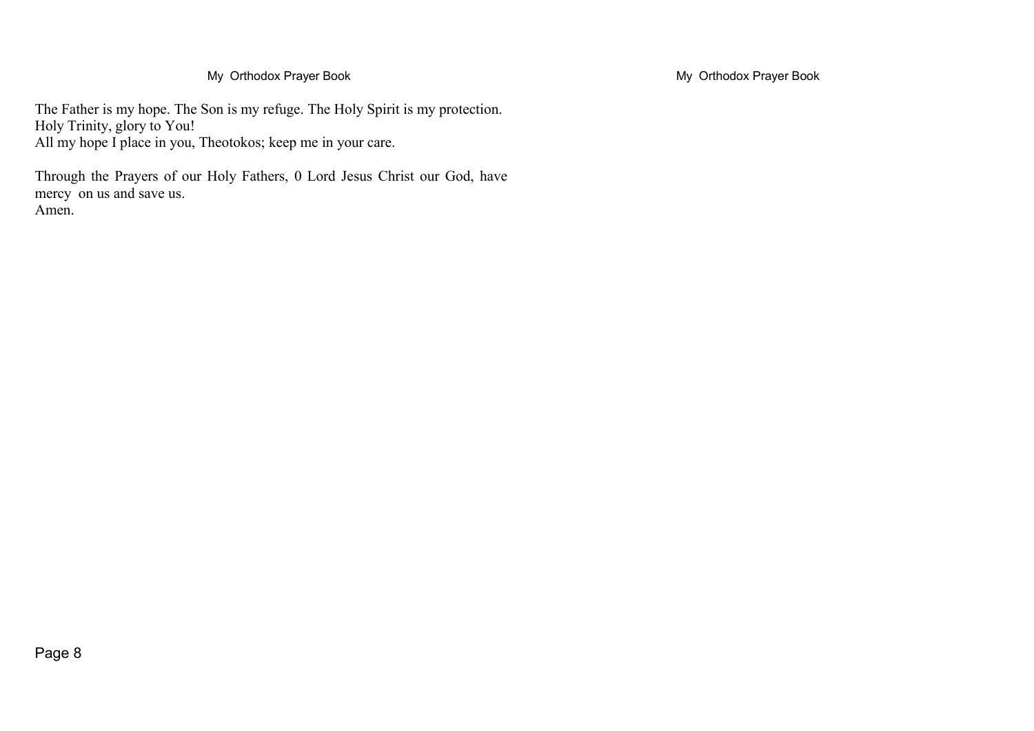The Father is my hope. The Son is my refuge. The Holy Spirit is my protection.
Holy Trinity, glory to You!
All my hope I place in you, Theotokos; keep me in your care.

Through the Prayers of our Holy Fathers, 0 Lord Jesus Christ our God, have mercy on us and save us.
Amen.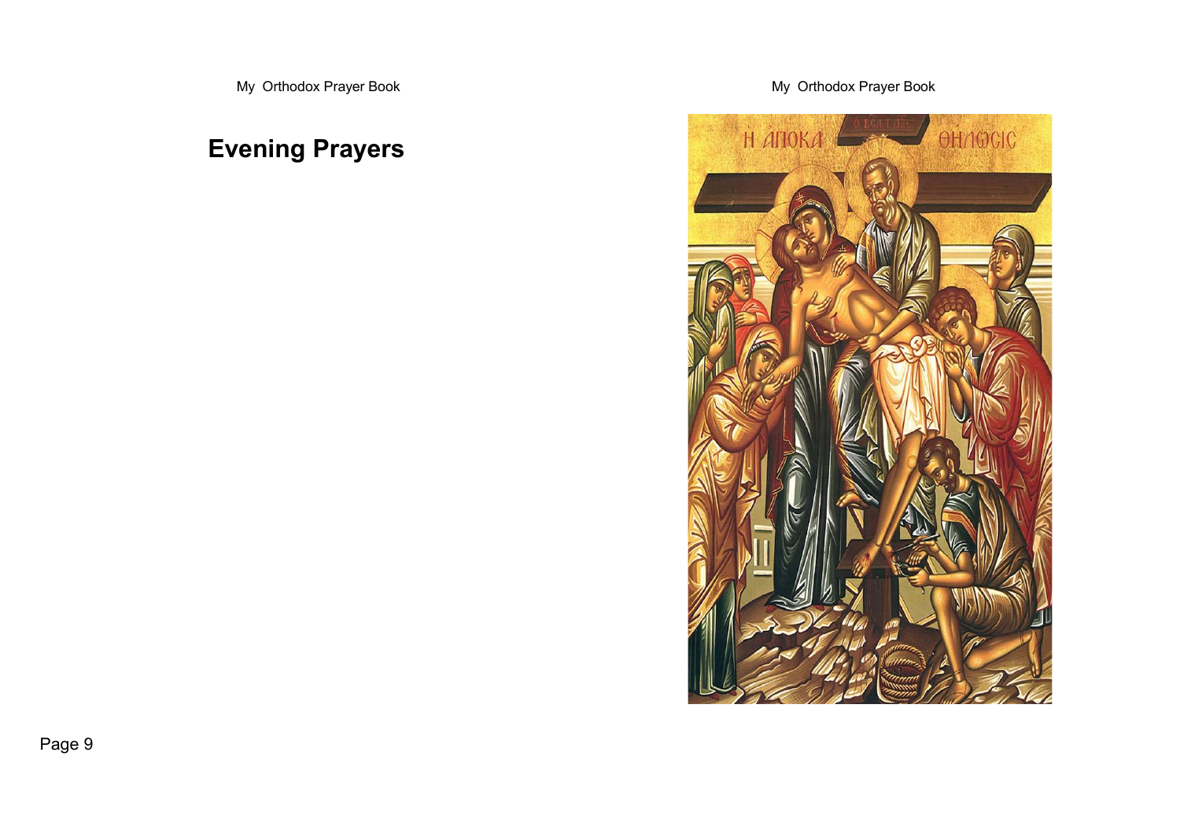# Evening Prayers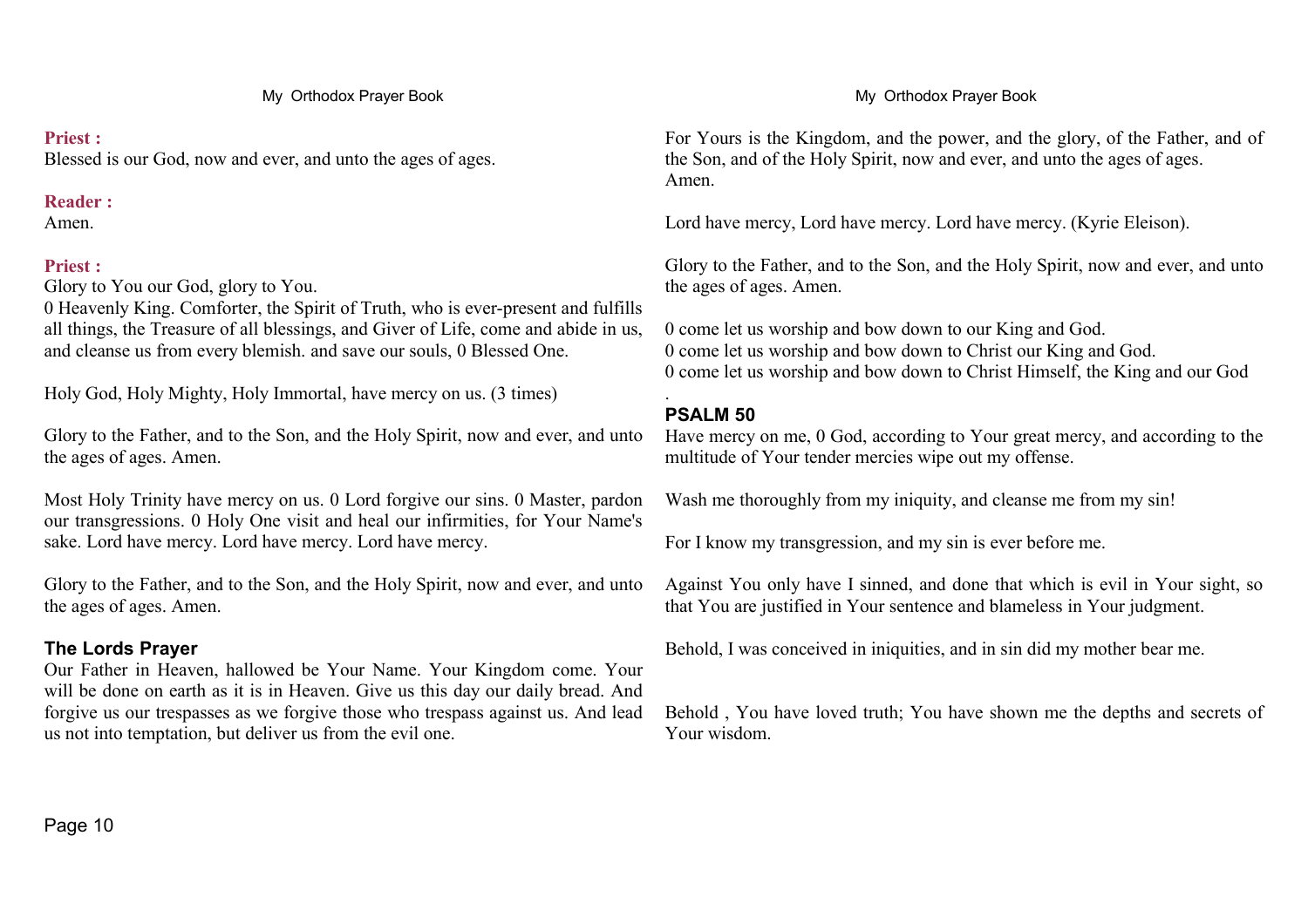**Priest :**
Blessed is our God, now and ever, and unto the ages of ages.

**Reader :**
Amen.

**Priest :**
Glory to You our God, glory to You.
0 Heavenly King. Comforter, the Spirit of Truth, who is ever-present and fulfills all things, the Treasure of all blessings, and Giver of Life, come and abide in us, and cleanse us from every blemish. and save our souls, 0 Blessed One.

Holy God, Holy Mighty, Holy Immortal, have mercy on us. (3 times)

Glory to the Father, and to the Son, and the Holy Spirit, now and ever, and unto the ages of ages. Amen.

Most Holy Trinity have mercy on us. 0 Lord forgive our sins. 0 Master, pardon our transgressions. 0 Holy One visit and heal our infirmities, for Your Name's sake. Lord have mercy. Lord have mercy. Lord have mercy.

Glory to the Father, and to the Son, and the Holy Spirit, now and ever, and unto the ages of ages. Amen.

### The Lords Prayer

Our Father in Heaven, hallowed be Your Name. Your Kingdom come. Your will be done on earth as it is in Heaven. Give us this day our daily bread. And forgive us our trespasses as we forgive those who trespass against us. And lead us not into temptation, but deliver us from the evil one.

For Yours is the Kingdom, and the power, and the glory, of the Father, and of the Son, and of the Holy Spirit, now and ever, and unto the ages of ages.
Amen.

Lord have mercy, Lord have mercy. Lord have mercy. (Kyrie Eleison).

Glory to the Father, and to the Son, and the Holy Spirit, now and ever, and unto the ages of ages. Amen.

0 come let us worship and bow down to our King and God.
0 come let us worship and bow down to Christ our King and God.
0 come let us worship and bow down to Christ Himself, the King and our God
.

### PSALM 50

Have mercy on me, 0 God, according to Your great mercy, and according to the multitude of Your tender mercies wipe out my offense.

Wash me thoroughly from my iniquity, and cleanse me from my sin!

For I know my transgression, and my sin is ever before me.

Against You only have I sinned, and done that which is evil in Your sight, so that You are justified in Your sentence and blameless in Your judgment.

Behold, I was conceived in iniquities, and in sin did my mother bear me.

Behold , You have loved truth; You have shown me the depths and secrets of Your wisdom.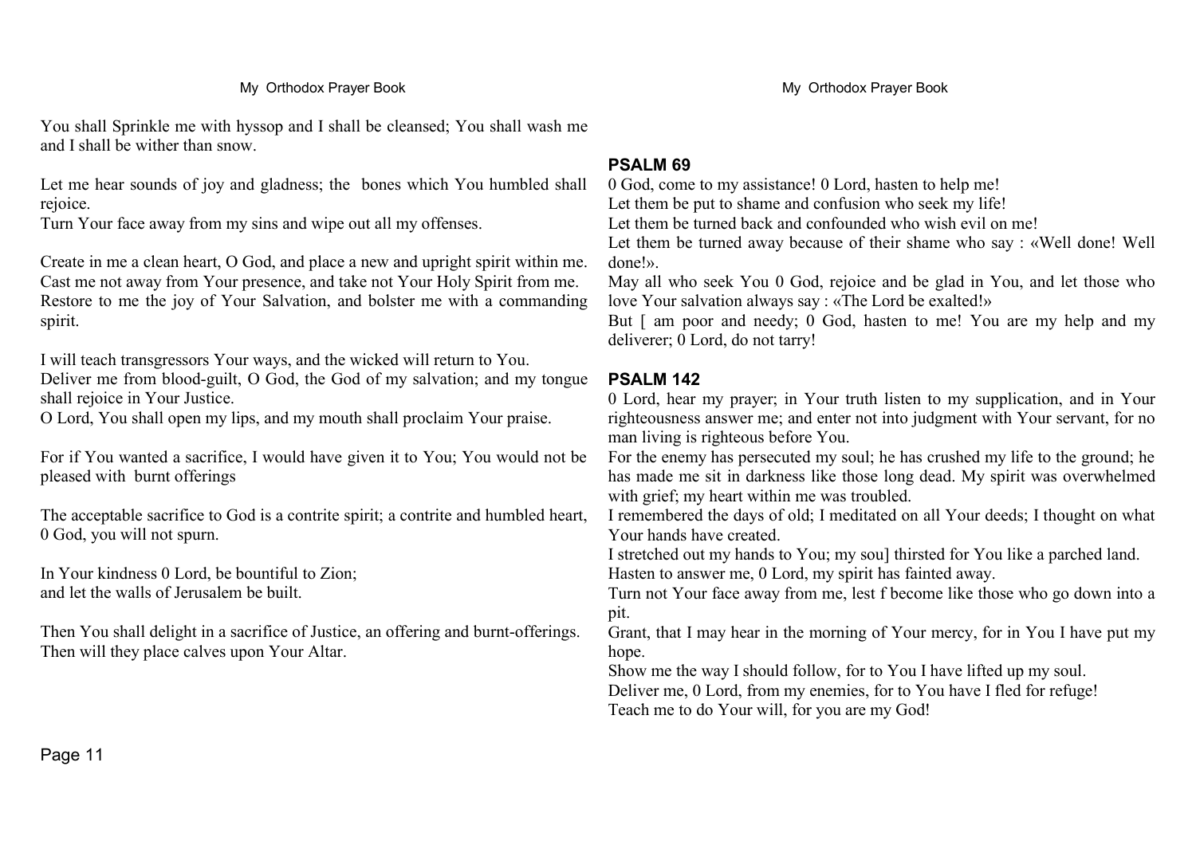You shall Sprinkle me with hyssop and I shall be cleansed; You shall wash me and I shall be wither than snow.

Let me hear sounds of joy and gladness; the bones which You humbled shall rejoice.
Turn Your face away from my sins and wipe out all my offenses.

Create in me a clean heart, O God, and place a new and upright spirit within me.
Cast me not away from Your presence, and take not Your Holy Spirit from me.
Restore to me the joy of Your Salvation, and bolster me with a commanding spirit.

I will teach transgressors Your ways, and the wicked will return to You.
Deliver me from blood-guilt, O God, the God of my salvation; and my tongue shall rejoice in Your Justice.
O Lord, You shall open my lips, and my mouth shall proclaim Your praise.

For if You wanted a sacrifice, I would have given it to You; You would not be pleased with burnt offerings

The acceptable sacrifice to God is a contrite spirit; a contrite and humbled heart, 0 God, you will not spurn.

In Your kindness 0 Lord, be bountiful to Zion;
and let the walls of Jerusalem be built.

Then You shall delight in a sacrifice of Justice, an offering and burnt-offerings.
Then will they place calves upon Your Altar.

## PSALM 69

0 God, come to my assistance! 0 Lord, hasten to help me!
Let them be put to shame and confusion who seek my life!
Let them be turned back and confounded who wish evil on me!
Let them be turned away because of their shame who say : «Well done! Well done!».
May all who seek You 0 God, rejoice and be glad in You, and let those who love Your salvation always say : «The Lord be exalted!»
But [ am poor and needy; 0 God, hasten to me! You are my help and my deliverer; 0 Lord, do not tarry!

## PSALM 142

0 Lord, hear my prayer; in Your truth listen to my supplication, and in Your righteousness answer me; and enter not into judgment with Your servant, for no man living is righteous before You.
For the enemy has persecuted my soul; he has crushed my life to the ground; he has made me sit in darkness like those long dead. My spirit was overwhelmed with grief; my heart within me was troubled.
I remembered the days of old; I meditated on all Your deeds; I thought on what Your hands have created.
I stretched out my hands to You; my sou] thirsted for You like a parched land.
Hasten to answer me, 0 Lord, my spirit has fainted away.
Turn not Your face away from me, lest f become like those who go down into a pit.
Grant, that I may hear in the morning of Your mercy, for in You I have put my hope.
Show me the way I should follow, for to You I have lifted up my soul.
Deliver me, 0 Lord, from my enemies, for to You have I fled for refuge!
Teach me to do Your will, for you are my God!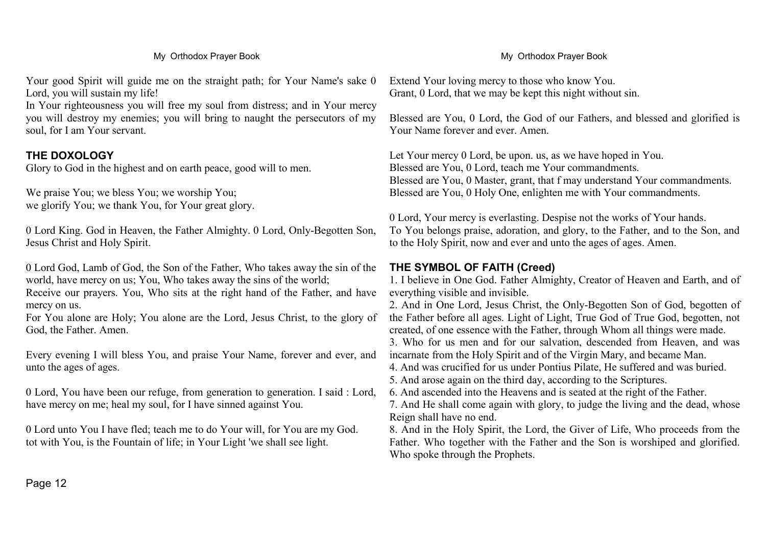Your good Spirit will guide me on the straight path; for Your Name's sake 0 Lord, you will sustain my life!
In Your righteousness you will free my soul from distress; and in Your mercy you will destroy my enemies; you will bring to naught the persecutors of my soul, for I am Your servant.

### THE DOXOLOGY

Glory to God in the highest and on earth peace, good will to men.

We praise You; we bless You; we worship You;
we glorify You; we thank You, for Your great glory.

0 Lord King. God in Heaven, the Father Almighty. 0 Lord, Only-Begotten Son, Jesus Christ and Holy Spirit.

0 Lord God, Lamb of God, the Son of the Father, Who takes away the sin of the world, have mercy on us; You, Who takes away the sins of the world;
Receive our prayers. You, Who sits at the right hand of the Father, and have mercy on us.
For You alone are Holy; You alone are the Lord, Jesus Christ, to the glory of God, the Father. Amen.

Every evening I will bless You, and praise Your Name, forever and ever, and unto the ages of ages.

0 Lord, You have been our refuge, from generation to generation. I said : Lord, have mercy on me; heal my soul, for I have sinned against You.

0 Lord unto You I have fled; teach me to do Your will, for You are my God.
tot with You, is the Fountain of life; in Your Light 'we shall see light.

Extend Your loving mercy to those who know You.
Grant, 0 Lord, that we may be kept this night without sin.

Blessed are You, 0 Lord, the God of our Fathers, and blessed and glorified is Your Name forever and ever. Amen.

Let Your mercy 0 Lord, be upon. us, as we have hoped in You.
Blessed are You, 0 Lord, teach me Your commandments.
Blessed are You, 0 Master, grant, that f may understand Your commandments.
Blessed are You, 0 Holy One, enlighten me with Your commandments.

0 Lord, Your mercy is everlasting. Despise not the works of Your hands.
To You belongs praise, adoration, and glory, to the Father, and to the Son, and to the Holy Spirit, now and ever and unto the ages of ages. Amen.

### THE SYMBOL OF FAITH (Creed)

1. I believe in One God. Father Almighty, Creator of Heaven and Earth, and of everything visible and invisible.
2. And in One Lord, Jesus Christ, the Only-Begotten Son of God, begotten of the Father before all ages. Light of Light, True God of True God, begotten, not created, of one essence with the Father, through Whom all things were made.
3. Who for us men and for our salvation, descended from Heaven, and was incarnate from the Holy Spirit and of the Virgin Mary, and became Man.
4. And was crucified for us under Pontius Pilate, He suffered and was buried.
5. And arose again on the third day, according to the Scriptures.
6. And ascended into the Heavens and is seated at the right of the Father.
7. And He shall come again with glory, to judge the living and the dead, whose Reign shall have no end.
8. And in the Holy Spirit, the Lord, the Giver of Life, Who proceeds from the Father. Who together with the Father and the Son is worshiped and glorified. Who spoke through the Prophets.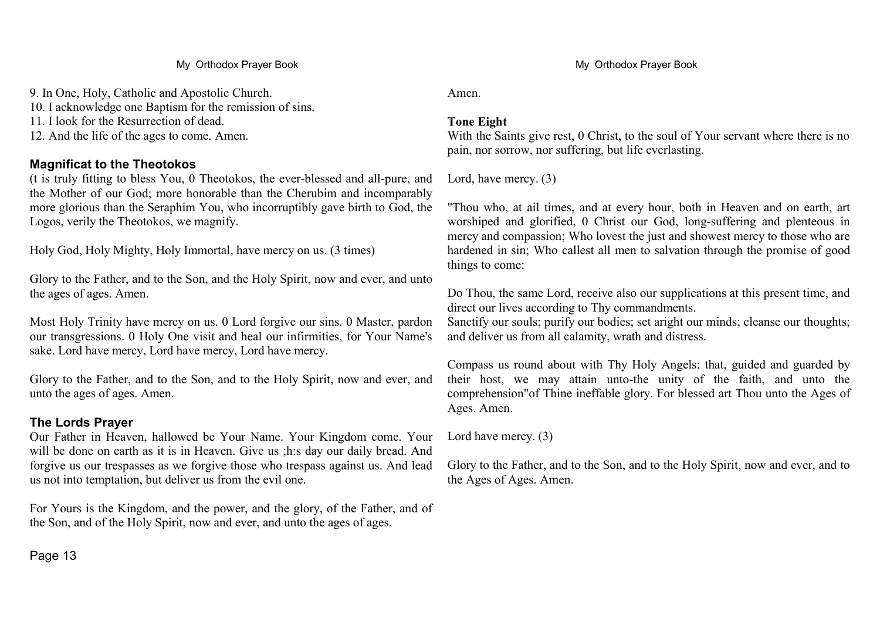9. In One, Holy, Catholic and Apostolic Church.
10. I acknowledge one Baptism for the remission of sins.
11. I look for the Resurrection of dead.
12. And the life of the ages to come. Amen.

## Magnificat to the Theotokos

(t is truly fitting to bless You, 0 Theotokos, the ever-blessed and all-pure, and the Mother of our God; more honorable than the Cherubim and incomparably more glorious than the Seraphim You, who incorruptibly gave birth to God, the Logos, verily the Theotokos, we magnify.

Holy God, Holy Mighty, Holy Immortal, have mercy on us. (3 times)

Glory to the Father, and to the Son, and the Holy Spirit, now and ever, and unto the ages of ages. Amen.

Most Holy Trinity have mercy on us. 0 Lord forgive our sins. 0 Master, pardon our transgressions. 0 Holy One visit and heal our infirmities, for Your Name's sake. Lord have mercy, Lord have mercy, Lord have mercy.

Glory to the Father, and to the Son, and to the Holy Spirit, now and ever, and unto the ages of ages. Amen.

## The Lords Prayer

Our Father in Heaven, hallowed be Your Name. Your Kingdom come. Your will be done on earth as it is in Heaven. Give us ;h:s day our daily bread. And forgive us our trespasses as we forgive those who trespass against us. And lead us not into temptation, but deliver us from the evil one.

For Yours is the Kingdom, and the power, and the glory, of the Father, and of the Son, and of the Holy Spirit, now and ever, and unto the ages of ages.

Amen.

**Tone Eight**
With the Saints give rest, 0 Christ, to the soul of Your servant where there is no pain, nor sorrow, nor suffering, but life everlasting.

Lord, have mercy. (3)

"Thou who, at ail times, and at every hour, both in Heaven and on earth, art worshiped and glorified, 0 Christ our God, long-suffering and plenteous in mercy and compassion; Who lovest the just and showest mercy to those who are hardened in sin; Who callest all men to salvation through the promise of good things to come:

Do Thou, the same Lord, receive also our supplications at this present time, and direct our lives according to Thy commandments.
Sanctify our souls; purify our bodies; set aright our minds; cleanse our thoughts; and deliver us from all calamity, wrath and distress.

Compass us round about with Thy Holy Angels; that, guided and guarded by their host, we may attain unto-the unity of the faith, and unto the comprehension"of Thine ineffable glory. For blessed art Thou unto the Ages of Ages. Amen.

Lord have mercy. (3)

Glory to the Father, and to the Son, and to the Holy Spirit, now and ever, and to the Ages of Ages. Amen.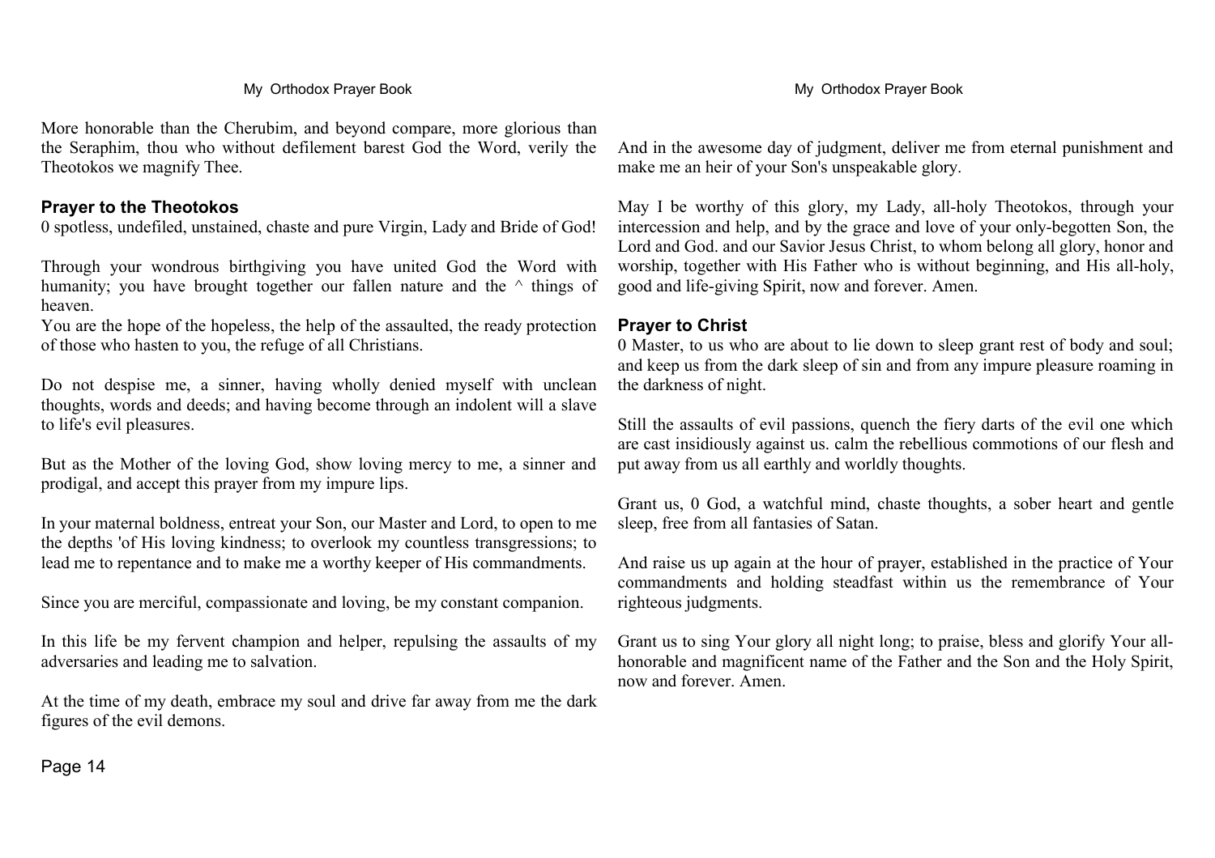More honorable than the Cherubim, and beyond compare, more glorious than the Seraphim, thou who without defilement barest God the Word, verily the Theotokos we magnify Thee.

### Prayer to the Theotokos

0 spotless, undefiled, unstained, chaste and pure Virgin, Lady and Bride of God!

Through your wondrous birthgiving you have united God the Word with humanity; you have brought together our fallen nature and the ^ things of heaven.

You are the hope of the hopeless, the help of the assaulted, the ready protection of those who hasten to you, the refuge of all Christians.

Do not despise me, a sinner, having wholly denied myself with unclean thoughts, words and deeds; and having become through an indolent will a slave to life's evil pleasures.

But as the Mother of the loving God, show loving mercy to me, a sinner and prodigal, and accept this prayer from my impure lips.

In your maternal boldness, entreat your Son, our Master and Lord, to open to me the depths 'of His loving kindness; to overlook my countless transgressions; to lead me to repentance and to make me a worthy keeper of His commandments.

Since you are merciful, compassionate and loving, be my constant companion.

In this life be my fervent champion and helper, repulsing the assaults of my adversaries and leading me to salvation.

At the time of my death, embrace my soul and drive far away from me the dark figures of the evil demons.

And in the awesome day of judgment, deliver me from eternal punishment and make me an heir of your Son's unspeakable glory.

May I be worthy of this glory, my Lady, all-holy Theotokos, through your intercession and help, and by the grace and love of your only-begotten Son, the Lord and God. and our Savior Jesus Christ, to whom belong all glory, honor and worship, together with His Father who is without beginning, and His all-holy, good and life-giving Spirit, now and forever. Amen.

### Prayer to Christ

0 Master, to us who are about to lie down to sleep grant rest of body and soul; and keep us from the dark sleep of sin and from any impure pleasure roaming in the darkness of night.

Still the assaults of evil passions, quench the fiery darts of the evil one which are cast insidiously against us. calm the rebellious commotions of our flesh and put away from us all earthly and worldly thoughts.

Grant us, 0 God, a watchful mind, chaste thoughts, a sober heart and gentle sleep, free from all fantasies of Satan.

And raise us up again at the hour of prayer, established in the practice of Your commandments and holding steadfast within us the remembrance of Your righteous judgments.

Grant us to sing Your glory all night long; to praise, bless and glorify Your all-honorable and magnificent name of the Father and the Son and the Holy Spirit, now and forever. Amen.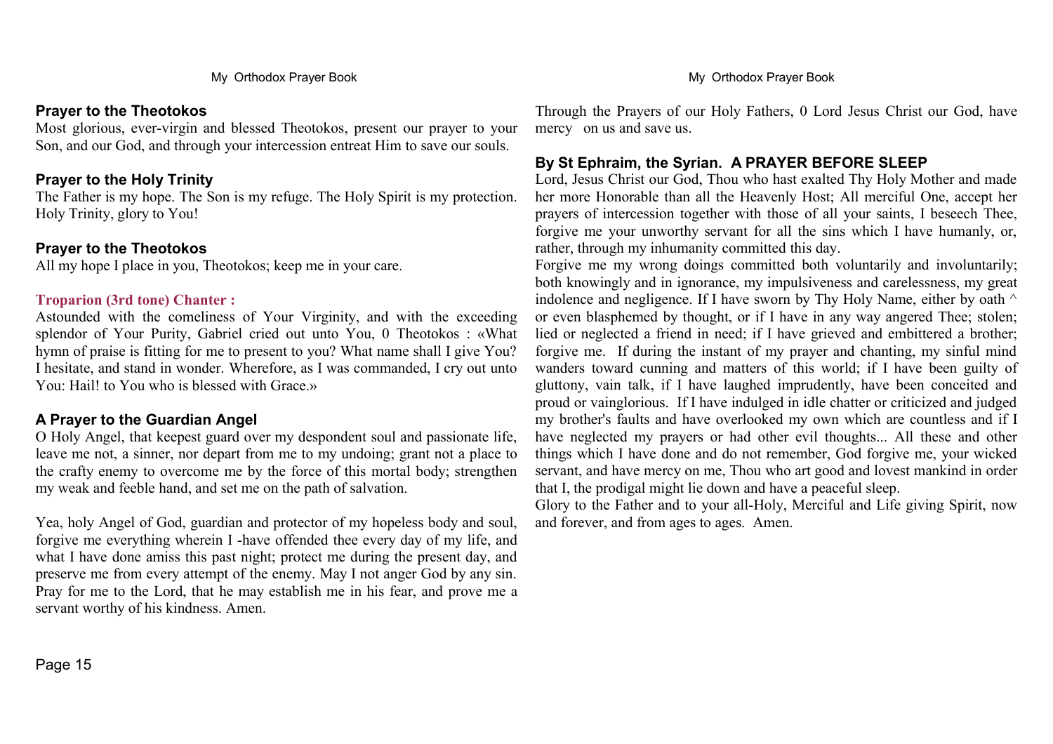### Prayer to the Theotokos

Most glorious, ever-virgin and blessed Theotokos, present our prayer to your Son, and our God, and through your intercession entreat Him to save our souls.

### Prayer to the Holy Trinity

The Father is my hope. The Son is my refuge. The Holy Spirit is my protection. Holy Trinity, glory to You!

### Prayer to the Theotokos

All my hope I place in you, Theotokos; keep me in your care.

**Troparion (3rd tone) Chanter :**

Astounded with the comeliness of Your Virginity, and with the exceeding splendor of Your Purity, Gabriel cried out unto You, 0 Theotokos : «What hymn of praise is fitting for me to present to you? What name shall I give You? I hesitate, and stand in wonder. Wherefore, as I was commanded, I cry out unto You: Hail! to You who is blessed with Grace.»

### A Prayer to the Guardian Angel

O Holy Angel, that keepest guard over my despondent soul and passionate life, leave me not, a sinner, nor depart from me to my undoing; grant not a place to the crafty enemy to overcome me by the force of this mortal body; strengthen my weak and feeble hand, and set me on the path of salvation.

Yea, holy Angel of God, guardian and protector of my hopeless body and soul, forgive me everything wherein I -have offended thee every day of my life, and what I have done amiss this past night; protect me during the present day, and preserve me from every attempt of the enemy. May I not anger God by any sin. Pray for me to the Lord, that he may establish me in his fear, and prove me a servant worthy of his kindness. Amen.

Through the Prayers of our Holy Fathers, 0 Lord Jesus Christ our God, have mercy on us and save us.

### By St Ephraim, the Syrian. A PRAYER BEFORE SLEEP

Lord, Jesus Christ our God, Thou who hast exalted Thy Holy Mother and made her more Honorable than all the Heavenly Host; All merciful One, accept her prayers of intercession together with those of all your saints, I beseech Thee, forgive me your unworthy servant for all the sins which I have humanly, or, rather, through my inhumanity committed this day.

Forgive me my wrong doings committed both voluntarily and involuntarily; both knowingly and in ignorance, my impulsiveness and carelessness, my great indolence and negligence. If I have sworn by Thy Holy Name, either by oath ^ or even blasphemed by thought, or if I have in any way angered Thee; stolen; lied or neglected a friend in need; if I have grieved and embittered a brother; forgive me. If during the instant of my prayer and chanting, my sinful mind wanders toward cunning and matters of this world; if I have been guilty of gluttony, vain talk, if I have laughed imprudently, have been conceited and proud or vainglorious. If I have indulged in idle chatter or criticized and judged my brother's faults and have overlooked my own which are countless and if I have neglected my prayers or had other evil thoughts... All these and other things which I have done and do not remember, God forgive me, your wicked servant, and have mercy on me, Thou who art good and lovest mankind in order that I, the prodigal might lie down and have a peaceful sleep.

Glory to the Father and to your all-Holy, Merciful and Life giving Spirit, now and forever, and from ages to ages. Amen.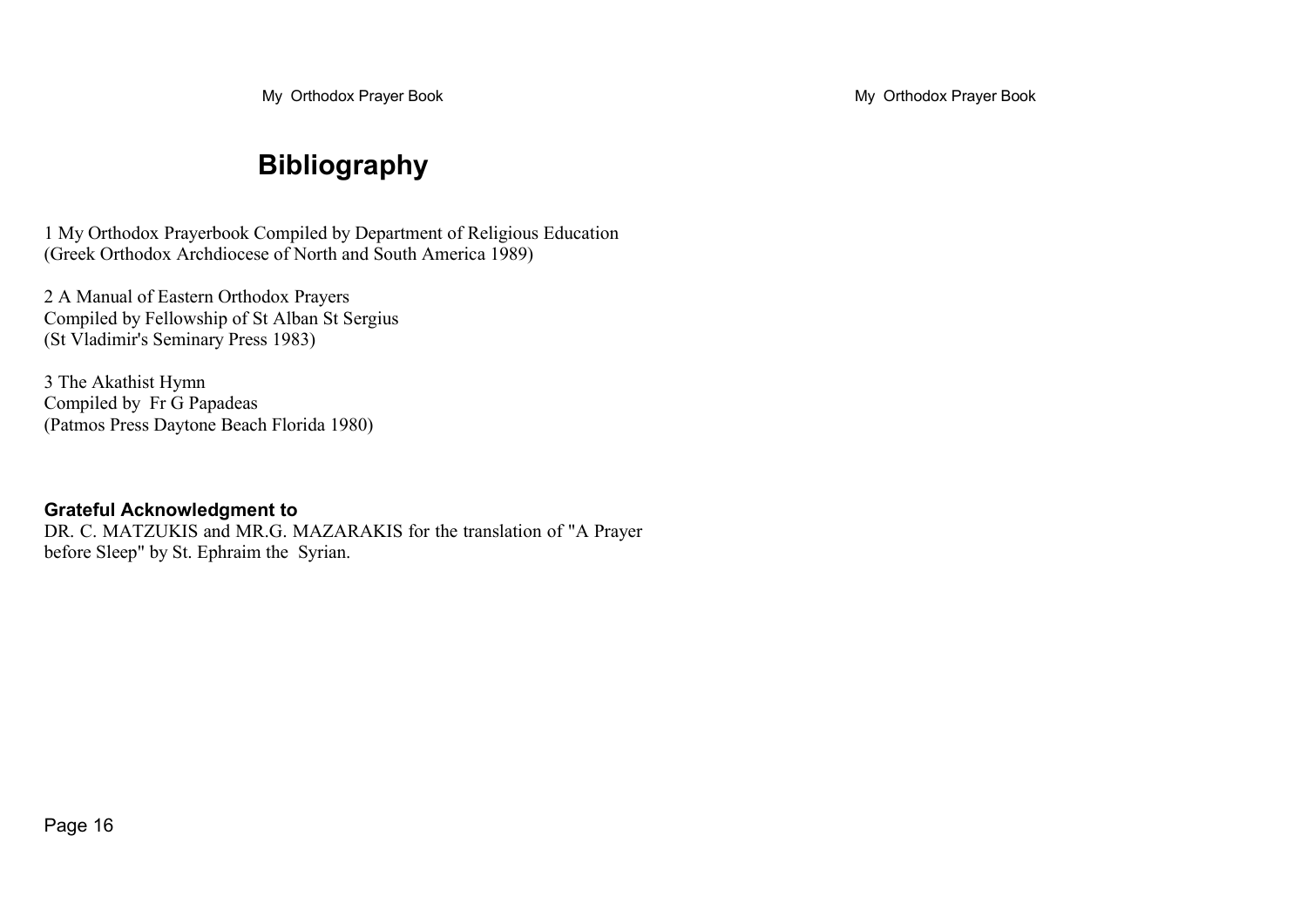# Bibliography

1 My Orthodox Prayerbook Compiled by Department of Religious Education (Greek Orthodox Archdiocese of North and South America 1989)

2 A Manual of Eastern Orthodox Prayers
Compiled by Fellowship of St Alban St Sergius
(St Vladimir's Seminary Press 1983)

3 The Akathist Hymn
Compiled by Fr G Papadeas
(Patmos Press Daytone Beach Florida 1980)

**Grateful Acknowledgment to**
DR. C. MATZUKIS and MR.G. MAZARAKIS for the translation of "A Prayer before Sleep" by St. Ephraim the Syrian.